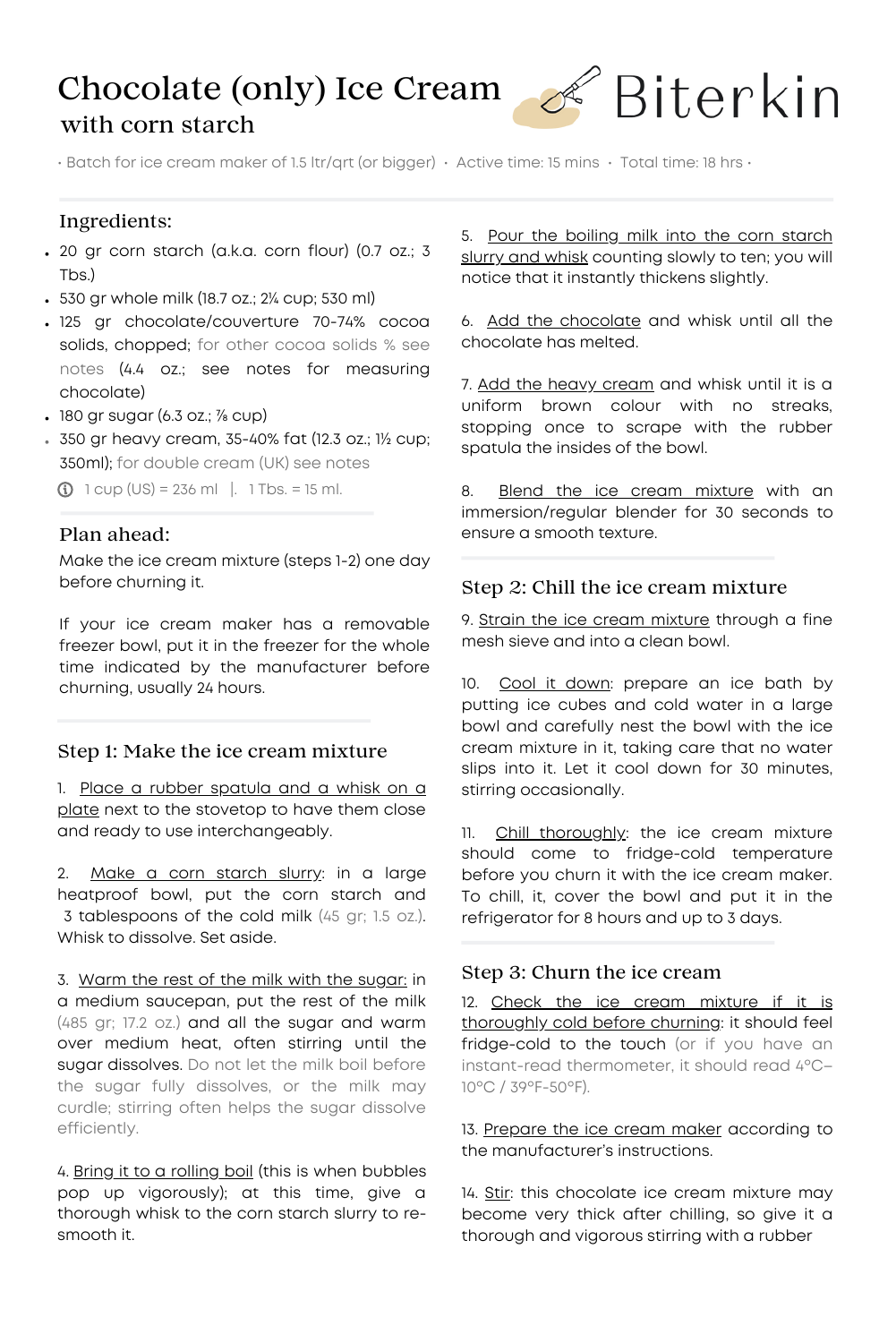# Chocolate (only) Ice Cream
## with corn starch

Biterkin

• Batch for ice cream maker of 1.5 ltr/qrt (or bigger) • Active time: 15 mins • Total time: 18 hrs •

### Ingredients:

- 20 gr corn starch (a.k.a. corn flour) (0.7 oz.; 3 Tbs.)
- 530 gr whole milk (18.7 oz.; 2¼ cup; 530 ml)
- 125 gr chocolate/couverture 70-74% cocoa solids, chopped; for other cocoa solids % see notes (4.4 oz.; see notes for measuring chocolate)
- 180 gr sugar (6.3 oz.; ⅞ cup)
- 350 gr heavy cream, 35-40% fat (12.3 oz.; 1½ cup; 350ml); for double cream (UK) see notes

ⓘ 1 cup (US) = 236 ml | 1 Tbs. = 15 ml.

### Plan ahead:

Make the ice cream mixture (steps 1-2) one day before churning it.

If your ice cream maker has a removable freezer bowl, put it in the freezer for the whole time indicated by the manufacturer before churning, usually 24 hours.

### Step 1: Make the ice cream mixture

1. Place a rubber spatula and a whisk on a plate next to the stovetop to have them close and ready to use interchangeably.

2. Make a corn starch slurry: in a large heatproof bowl, put the corn starch and 3 tablespoons of the cold milk (45 gr; 1.5 oz.). Whisk to dissolve. Set aside.

3. Warm the rest of the milk with the sugar: in a medium saucepan, put the rest of the milk (485 gr; 17.2 oz.) and all the sugar and warm over medium heat, often stirring until the sugar dissolves. Do not let the milk boil before the sugar fully dissolves, or the milk may curdle; stirring often helps the sugar dissolve efficiently.

4. Bring it to a rolling boil (this is when bubbles pop up vigorously); at this time, give a thorough whisk to the corn starch slurry to re-smooth it.

5. Pour the boiling milk into the corn starch slurry and whisk counting slowly to ten; you will notice that it instantly thickens slightly.

6. Add the chocolate and whisk until all the chocolate has melted.

7. Add the heavy cream and whisk until it is a uniform brown colour with no streaks, stopping once to scrape with the rubber spatula the insides of the bowl.

8. Blend the ice cream mixture with an immersion/regular blender for 30 seconds to ensure a smooth texture.

### Step 2: Chill the ice cream mixture

9. Strain the ice cream mixture through a fine mesh sieve and into a clean bowl.

10. Cool it down: prepare an ice bath by putting ice cubes and cold water in a large bowl and carefully nest the bowl with the ice cream mixture in it, taking care that no water slips into it. Let it cool down for 30 minutes, stirring occasionally.

11. Chill thoroughly: the ice cream mixture should come to fridge-cold temperature before you churn it with the ice cream maker. To chill, it, cover the bowl and put it in the refrigerator for 8 hours and up to 3 days.

### Step 3: Churn the ice cream

12. Check the ice cream mixture if it is thoroughly cold before churning: it should feel fridge-cold to the touch (or if you have an instant-read thermometer, it should read 4°C–10°C / 39°F-50°F).

13. Prepare the ice cream maker according to the manufacturer's instructions.

14. Stir: this chocolate ice cream mixture may become very thick after chilling, so give it a thorough and vigorous stirring with a rubber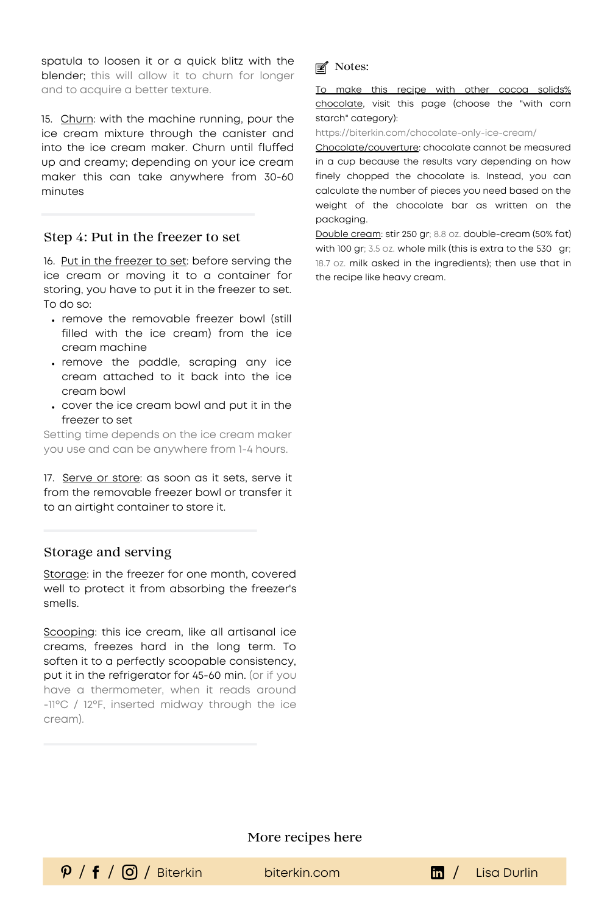spatula to loosen it or a quick blitz with the blender; this will allow it to churn for longer and to acquire a better texture.

15. Churn: with the machine running, pour the ice cream mixture through the canister and into the ice cream maker. Churn until fluffed up and creamy; depending on your ice cream maker this can take anywhere from 30-60 minutes

## Step 4: Put in the freezer to set

16. Put in the freezer to set: before serving the ice cream or moving it to a container for storing, you have to put it in the freezer to set. To do so:

- remove the removable freezer bowl (still filled with the ice cream) from the ice cream machine
- remove the paddle, scraping any ice cream attached to it back into the ice cream bowl
- cover the ice cream bowl and put it in the freezer to set

Setting time depends on the ice cream maker you use and can be anywhere from 1-4 hours.

17. Serve or store: as soon as it sets, serve it from the removable freezer bowl or transfer it to an airtight container to store it.

## Storage and serving

Storage: in the freezer for one month, covered well to protect it from absorbing the freezer's smells.

Scooping: this ice cream, like all artisanal ice creams, freezes hard in the long term. To soften it to a perfectly scoopable consistency, put it in the refrigerator for 45-60 min. (or if you have a thermometer, when it reads around -11°C / 12°F, inserted midway through the ice cream).

## Notes:

To make this recipe with other cocoa solids% chocolate, visit this page (choose the "with corn starch" category):
https://biterkin.com/chocolate-only-ice-cream/

Chocolate/couverture: chocolate cannot be measured in a cup because the results vary depending on how finely chopped the chocolate is. Instead, you can calculate the number of pieces you need based on the weight of the chocolate bar as written on the packaging.

Double cream: stir 250 gr; 8.8 oz. double-cream (50% fat) with 100 gr; 3.5 oz. whole milk (this is extra to the 530 gr; 18.7 oz. milk asked in the ingredients); then use that in the recipe like heavy cream.

More recipes here

Biterkin | biterkin.com | Lisa Durlin